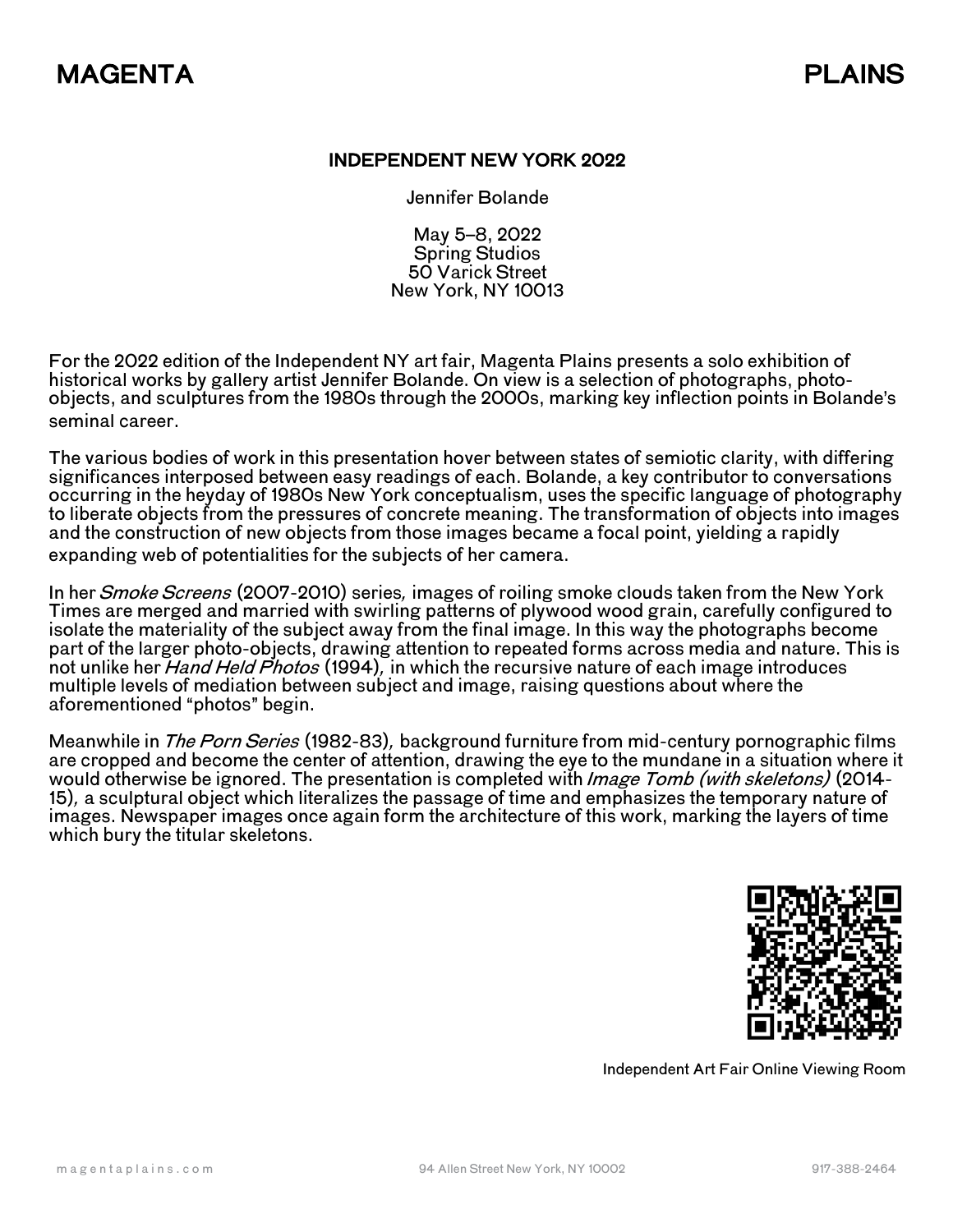MAGENTA PLAINS

## INDEPENDENT NEW YORK 2022

Jennifer Bolande

May 5–8, 2022
Spring Studios
50 Varick Street
New York, NY 10013

For the 2022 edition of the Independent NY art fair, Magenta Plains presents a solo exhibition of historical works by gallery artist Jennifer Bolande. On view is a selection of photographs, photo-objects, and sculptures from the 1980s through the 2000s, marking key inflection points in Bolande's seminal career.

The various bodies of work in this presentation hover between states of semiotic clarity, with differing significances interposed between easy readings of each. Bolande, a key contributor to conversations occurring in the heyday of 1980s New York conceptualism, uses the specific language of photography to liberate objects from the pressures of concrete meaning. The transformation of objects into images and the construction of new objects from those images became a focal point, yielding a rapidly expanding web of potentialities for the subjects of her camera.

In her *Smoke Screens* (2007-2010) series*,* images of roiling smoke clouds taken from the New York Times are merged and married with swirling patterns of plywood wood grain, carefully configured to isolate the materiality of the subject away from the final image. In this way the photographs become part of the larger photo-objects, drawing attention to repeated forms across media and nature. This is not unlike her *Hand Held Photos* (1994)*,* in which the recursive nature of each image introduces multiple levels of mediation between subject and image, raising questions about where the aforementioned "photos" begin.

Meanwhile in *The Porn Series* (1982-83)*,* background furniture from mid-century pornographic films are cropped and become the center of attention, drawing the eye to the mundane in a situation where it would otherwise be ignored. The presentation is completed with *Image Tomb (with skeletons)* (2014-15)*,* a sculptural object which literalizes the passage of time and emphasizes the temporary nature of images. Newspaper images once again form the architecture of this work, marking the layers of time which bury the titular skeletons.

Independent Art Fair Online Viewing Room

magentaplains.com 94 Allen Street New York, NY 10002 917-388-2464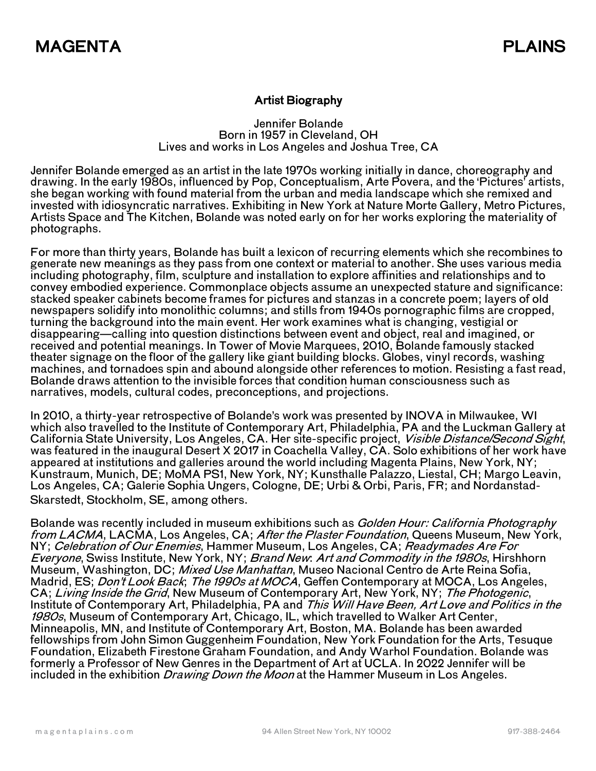## Artist Biography

Jennifer Bolande
Born in 1957 in Cleveland, OH
Lives and works in Los Angeles and Joshua Tree, CA

Jennifer Bolande emerged as an artist in the late 1970s working initially in dance, choreography and drawing. In the early 1980s, influenced by Pop, Conceptualism, Arte Povera, and the 'Pictures' artists, she began working with found material from the urban and media landscape which she remixed and invested with idiosyncratic narratives. Exhibiting in New York at Nature Morte Gallery, Metro Pictures, Artists Space and The Kitchen, Bolande was noted early on for her works exploring the materiality of photographs.

For more than thirty years, Bolande has built a lexicon of recurring elements which she recombines to generate new meanings as they pass from one context or material to another. She uses various media including photography, film, sculpture and installation to explore affinities and relationships and to convey embodied experience. Commonplace objects assume an unexpected stature and significance: stacked speaker cabinets become frames for pictures and stanzas in a concrete poem; layers of old newspapers solidify into monolithic columns; and stills from 1940s pornographic films are cropped, turning the background into the main event. Her work examines what is changing, vestigial or disappearing—calling into question distinctions between event and object, real and imagined, or received and potential meanings. In Tower of Movie Marquees, 2010, Bolande famously stacked theater signage on the floor of the gallery like giant building blocks. Globes, vinyl records, washing machines, and tornadoes spin and abound alongside other references to motion. Resisting a fast read, Bolande draws attention to the invisible forces that condition human consciousness such as narratives, models, cultural codes, preconceptions, and projections.

In 2010, a thirty-year retrospective of Bolande's work was presented by INOVA in Milwaukee, WI which also travelled to the Institute of Contemporary Art, Philadelphia, PA and the Luckman Gallery at California State University, Los Angeles, CA. Her site-specific project, *Visible Distance/Second Sight*, was featured in the inaugural Desert X 2017 in Coachella Valley, CA. Solo exhibitions of her work have appeared at institutions and galleries around the world including Magenta Plains, New York, NY; Kunstraum, Munich, DE; MoMA PS1, New York, NY; Kunsthalle Palazzo, Liestal, CH; Margo Leavin, Los Angeles, CA; Galerie Sophia Ungers, Cologne, DE; Urbi & Orbi, Paris, FR; and Nordanstad-Skarstedt, Stockholm, SE, among others.

Bolande was recently included in museum exhibitions such as *Golden Hour: California Photography from LACMA*, LACMA, Los Angeles, CA; *After the Plaster Foundation*, Queens Museum, New York, NY; *Celebration of Our Enemies*, Hammer Museum, Los Angeles, CA; *Readymades Are For Everyone*, Swiss Institute, New York, NY; *Brand New: Art and Commodity in the 1980s*, Hirshhorn Museum, Washington, DC; *Mixed Use Manhattan*, Museo Nacional Centro de Arte Reina Sofia, Madrid, ES; *Don't Look Back*; *The 1990s at MOCA*, Geffen Contemporary at MOCA, Los Angeles, CA; *Living Inside the Grid*, New Museum of Contemporary Art, New York, NY; *The Photogenic*, Institute of Contemporary Art, Philadelphia, PA and *This Will Have Been, Art Love and Politics in the 1980s*, Museum of Contemporary Art, Chicago, IL, which travelled to Walker Art Center, Minneapolis, MN, and Institute of Contemporary Art, Boston, MA. Bolande has been awarded fellowships from John Simon Guggenheim Foundation, New York Foundation for the Arts, Tesuque Foundation, Elizabeth Firestone Graham Foundation, and Andy Warhol Foundation. Bolande was formerly a Professor of New Genres in the Department of Art at UCLA. In 2022 Jennifer will be included in the exhibition *Drawing Down the Moon* at the Hammer Museum in Los Angeles.